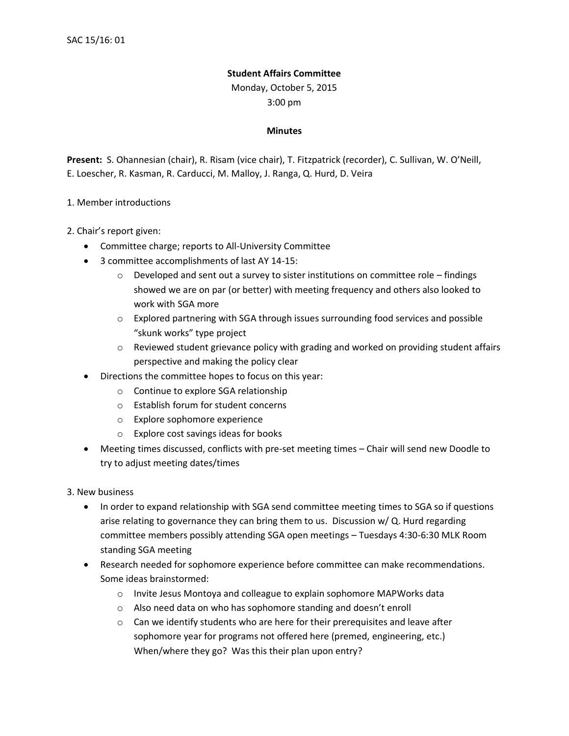SAC 15/16: 01

**Student Affairs Committee**

Monday, October 5, 2015

3:00 pm

**Minutes**

**Present:** S. Ohannesian (chair), R. Risam (vice chair), T. Fitzpatrick (recorder), C. Sullivan, W. O'Neill, E. Loescher, R. Kasman, R. Carducci, M. Malloy, J. Ranga, Q. Hurd, D. Veira

1. Member introductions

2. Chair's report given:
   - Committee charge; reports to All-University Committee
   - 3 committee accomplishments of last AY 14-15:
     - Developed and sent out a survey to sister institutions on committee role – findings showed we are on par (or better) with meeting frequency and others also looked to work with SGA more
     - Explored partnering with SGA through issues surrounding food services and possible "skunk works" type project
     - Reviewed student grievance policy with grading and worked on providing student affairs perspective and making the policy clear
   - Directions the committee hopes to focus on this year:
     - Continue to explore SGA relationship
     - Establish forum for student concerns
     - Explore sophomore experience
     - Explore cost savings ideas for books
   - Meeting times discussed, conflicts with pre-set meeting times – Chair will send new Doodle to try to adjust meeting dates/times

3. New business
   - In order to expand relationship with SGA send committee meeting times to SGA so if questions arise relating to governance they can bring them to us. Discussion w/ Q. Hurd regarding committee members possibly attending SGA open meetings – Tuesdays 4:30-6:30 MLK Room standing SGA meeting
   - Research needed for sophomore experience before committee can make recommendations. Some ideas brainstormed:
     - Invite Jesus Montoya and colleague to explain sophomore MAPWorks data
     - Also need data on who has sophomore standing and doesn't enroll
     - Can we identify students who are here for their prerequisites and leave after sophomore year for programs not offered here (premed, engineering, etc.) When/where they go? Was this their plan upon entry?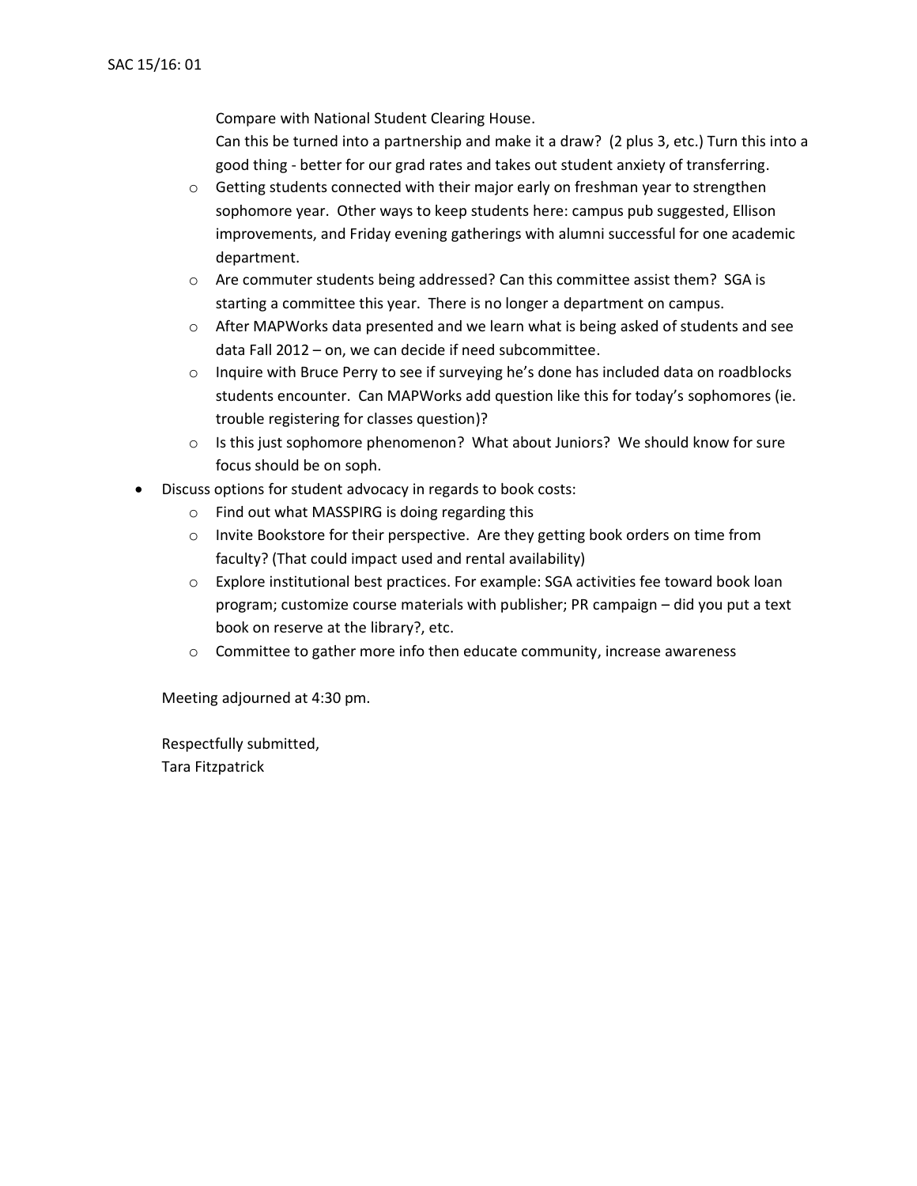Compare with National Student Clearing House.
Can this be turned into a partnership and make it a draw? (2 plus 3, etc.) Turn this into a good thing - better for our grad rates and takes out student anxiety of transferring.

  - Getting students connected with their major early on freshman year to strengthen sophomore year. Other ways to keep students here: campus pub suggested, Ellison improvements, and Friday evening gatherings with alumni successful for one academic department.
  - Are commuter students being addressed? Can this committee assist them? SGA is starting a committee this year. There is no longer a department on campus.
  - After MAPWorks data presented and we learn what is being asked of students and see data Fall 2012 – on, we can decide if need subcommittee.
  - Inquire with Bruce Perry to see if surveying he's done has included data on roadblocks students encounter. Can MAPWorks add question like this for today's sophomores (ie. trouble registering for classes question)?
  - Is this just sophomore phenomenon? What about Juniors? We should know for sure focus should be on soph.

- Discuss options for student advocacy in regards to book costs:
  - Find out what MASSPIRG is doing regarding this
  - Invite Bookstore for their perspective. Are they getting book orders on time from faculty? (That could impact used and rental availability)
  - Explore institutional best practices. For example: SGA activities fee toward book loan program; customize course materials with publisher; PR campaign – did you put a text book on reserve at the library?, etc.
  - Committee to gather more info then educate community, increase awareness

Meeting adjourned at 4:30 pm.

Respectfully submitted,
Tara Fitzpatrick